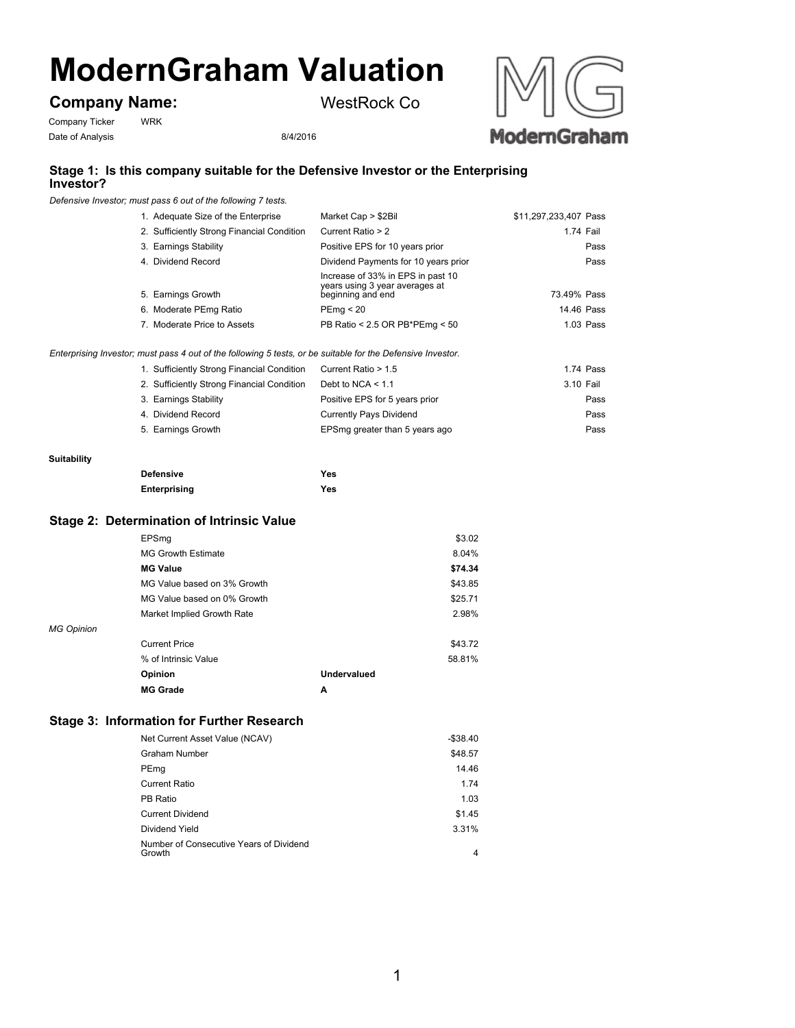# ModernGraham Valuation

## Company Name: WestRock Co

Company Ticker WRK

Date of Analysis 8/4/2016

### Stage 1: Is this company suitable for the Defensive Investor or the Enterprising Investor?

*Defensive Investor; must pass 6 out of the following 7 tests.*

| Test | Criteria | Value | Result |
|---|---|---|---|
| 1. Adequate Size of the Enterprise | Market Cap > $2Bil | $11,297,233,407 | Pass |
| 2. Sufficiently Strong Financial Condition | Current Ratio > 2 | 1.74 | Fail |
| 3. Earnings Stability | Positive EPS for 10 years prior | | Pass |
| 4. Dividend Record | Dividend Payments for 10 years prior | | Pass |
| 5. Earnings Growth | Increase of 33% in EPS in past 10 years using 3 year averages at beginning and end | 73.49% | Pass |
| 6. Moderate PEmg Ratio | PEmg < 20 | 14.46 | Pass |
| 7. Moderate Price to Assets | PB Ratio < 2.5 OR PB*PEmg < 50 | 1.03 | Pass |

*Enterprising Investor; must pass 4 out of the following 5 tests, or be suitable for the Defensive Investor.*

| Test | Criteria | Value | Result |
|---|---|---|---|
| 1. Sufficiently Strong Financial Condition | Current Ratio > 1.5 | 1.74 | Pass |
| 2. Sufficiently Strong Financial Condition | Debt to NCA < 1.1 | 3.10 | Fail |
| 3. Earnings Stability | Positive EPS for 5 years prior | | Pass |
| 4. Dividend Record | Currently Pays Dividend | | Pass |
| 5. Earnings Growth | EPSmg greater than 5 years ago | | Pass |

**Suitability**

| | |
|---|---|
| **Defensive** | **Yes** |
| **Enterprising** | **Yes** |

### Stage 2: Determination of Intrinsic Value

| | |
|---|---|
| EPSmg | $3.02 |
| MG Growth Estimate | 8.04% |
| **MG Value** | **$74.34** |
| MG Value based on 3% Growth | $43.85 |
| MG Value based on 0% Growth | $25.71 |
| Market Implied Growth Rate | 2.98% |

*MG Opinion*

| | | |
|---|---|---|
| Current Price | | $43.72 |
| % of Intrinsic Value | | 58.81% |
| **Opinion** | **Undervalued** | |
| **MG Grade** | **A** | |

### Stage 3: Information for Further Research

| | |
|---|---|
| Net Current Asset Value (NCAV) | -$38.40 |
| Graham Number | $48.57 |
| PEmg | 14.46 |
| Current Ratio | 1.74 |
| PB Ratio | 1.03 |
| Current Dividend | $1.45 |
| Dividend Yield | 3.31% |
| Number of Consecutive Years of Dividend Growth | 4 |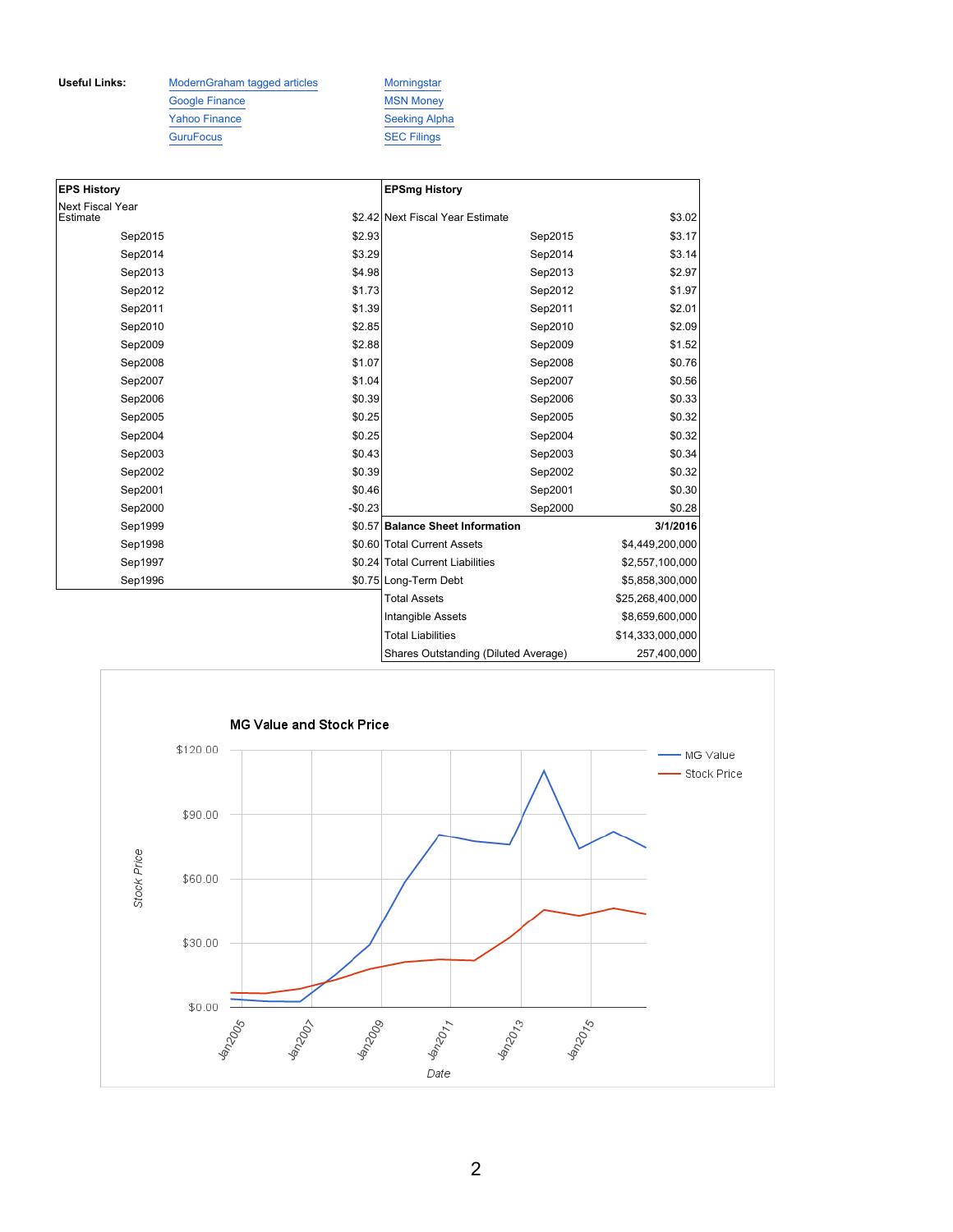**Useful Links:**

- ModernGraham tagged articles
- Google Finance
- Yahoo Finance
- GuruFocus
- Morningstar
- MSN Money
- Seeking Alpha
- SEC Filings

| **EPS History** | |
|---|---|
| Next Fiscal Year Estimate | $2.42 |
| Sep2015 | $2.93 |
| Sep2014 | $3.29 |
| Sep2013 | $4.98 |
| Sep2012 | $1.73 |
| Sep2011 | $1.39 |
| Sep2010 | $2.85 |
| Sep2009 | $2.88 |
| Sep2008 | $1.07 |
| Sep2007 | $1.04 |
| Sep2006 | $0.39 |
| Sep2005 | $0.25 |
| Sep2004 | $0.25 |
| Sep2003 | $0.43 |
| Sep2002 | $0.39 |
| Sep2001 | $0.46 |
| Sep2000 | -$0.23 |
| Sep1999 | $0.57 |
| Sep1998 | $0.60 |
| Sep1997 | $0.24 |
| Sep1996 | $0.75 |

| **EPSmg History** | |
|---|---|
| Next Fiscal Year Estimate | $3.02 |
| Sep2015 | $3.17 |
| Sep2014 | $3.14 |
| Sep2013 | $2.97 |
| Sep2012 | $1.97 |
| Sep2011 | $2.01 |
| Sep2010 | $2.09 |
| Sep2009 | $1.52 |
| Sep2008 | $0.76 |
| Sep2007 | $0.56 |
| Sep2006 | $0.33 |
| Sep2005 | $0.32 |
| Sep2004 | $0.32 |
| Sep2003 | $0.34 |
| Sep2002 | $0.32 |
| Sep2001 | $0.30 |
| Sep2000 | $0.28 |

| **Balance Sheet Information** | **3/1/2016** |
|---|---|
| Total Current Assets | $4,449,200,000 |
| Total Current Liabilities | $2,557,100,000 |
| Long-Term Debt | $5,858,300,000 |
| Total Assets | $25,268,400,000 |
| Intangible Assets | $8,659,600,000 |
| Total Liabilities | $14,333,000,000 |
| Shares Outstanding (Diluted Average) | 257,400,000 |

**MG Value and Stock Price**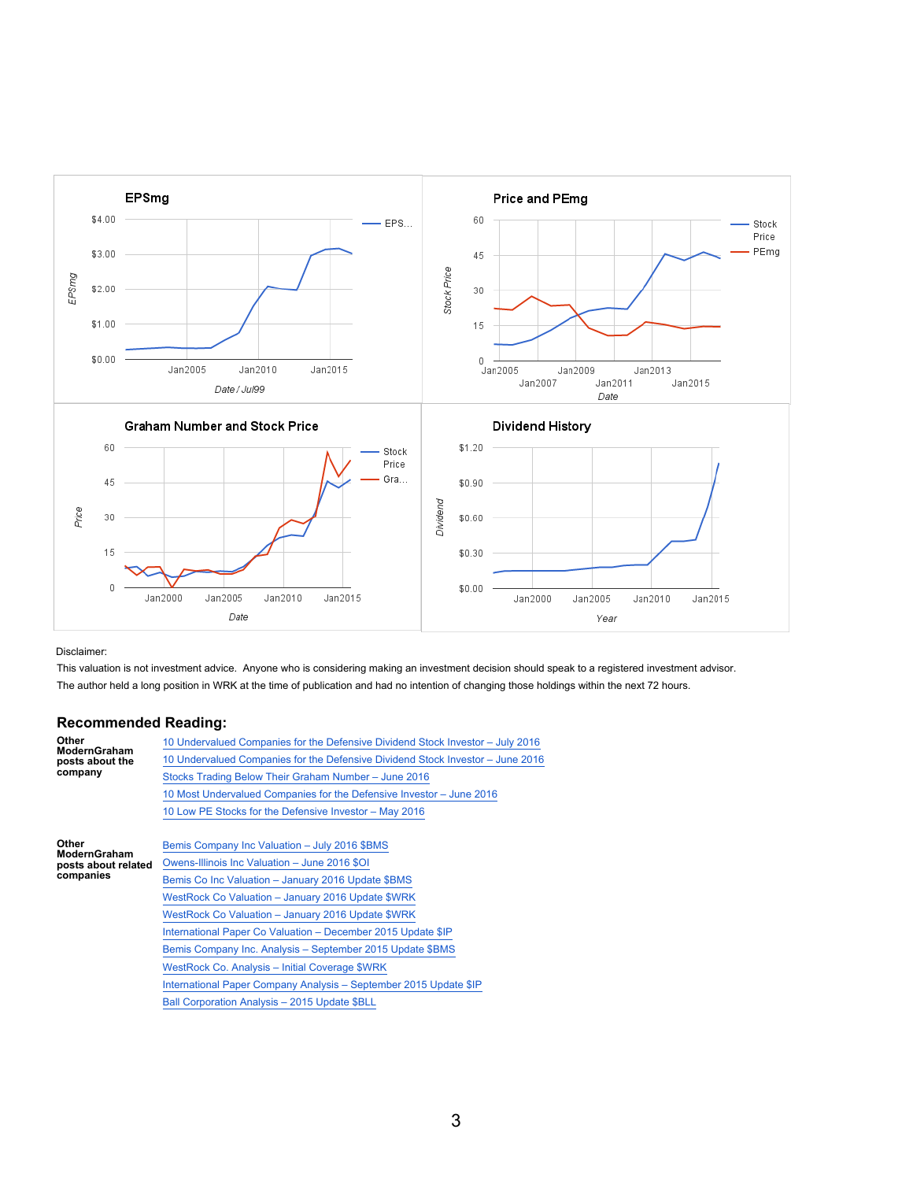EPSmg

$4.00
$3.00
$2.00
$1.00
$0.00

EPSmg

Jan2005 Jan2010 Jan2015

Date / Jul99

EPS...

Price and PEmg

60
45
30
15
0

Stock Price

Jan2005 Jan2009 Jan2013
Jan2007 Jan2011 Jan2015

Date

Stock Price
PEmg

Graham Number and Stock Price

60
45
30
15
0

Price

Jan2000 Jan2005 Jan2010 Jan2015

Date

Stock Price
Gra...

Dividend History

$1.20
$0.90
$0.60
$0.30
$0.00

Dividend

Jan2000 Jan2005 Jan2010 Jan2015

Year

Disclaimer:

This valuation is not investment advice. Anyone who is considering making an investment decision should speak to a registered investment advisor.

The author held a long position in WRK at the time of publication and had no intention of changing those holdings within the next 72 hours.

## Recommended Reading:

**Other ModernGraham posts about the company**

- 10 Undervalued Companies for the Defensive Dividend Stock Investor – July 2016
- 10 Undervalued Companies for the Defensive Dividend Stock Investor – June 2016
- Stocks Trading Below Their Graham Number – June 2016
- 10 Most Undervalued Companies for the Defensive Investor – June 2016
- 10 Low PE Stocks for the Defensive Investor – May 2016

**Other ModernGraham posts about related companies**

- Bemis Company Inc Valuation – July 2016 $BMS
- Owens-Illinois Inc Valuation – June 2016 $OI
- Bemis Co Inc Valuation – January 2016 Update $BMS
- WestRock Co Valuation – January 2016 Update $WRK
- WestRock Co Valuation – January 2016 Update $WRK
- International Paper Co Valuation – December 2015 Update $IP
- Bemis Company Inc. Analysis – September 2015 Update $BMS
- WestRock Co. Analysis – Initial Coverage $WRK
- International Paper Company Analysis – September 2015 Update $IP
- Ball Corporation Analysis – 2015 Update $BLL